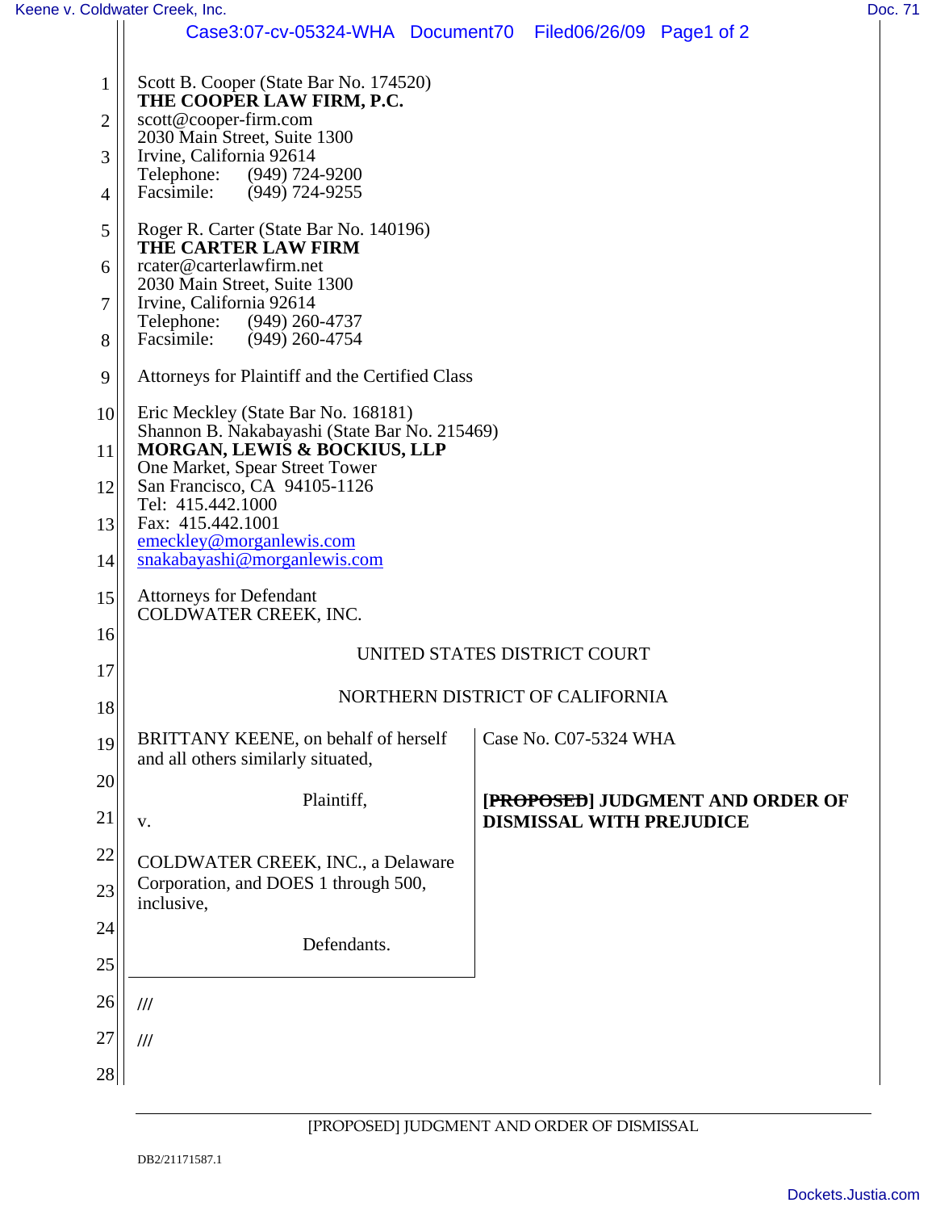Scott B. Cooper (State Bar No. 174520)
**THE COOPER LAW FIRM, P.C.**
scott@cooper-firm.com
2030 Main Street, Suite 1300
Irvine, California 92614
Telephone: (949) 724-9200
Facsimile: (949) 724-9255

Roger R. Carter (State Bar No. 140196)
**THE CARTER LAW FIRM**
rcater@carterlawfirm.net
2030 Main Street, Suite 1300
Irvine, California 92614
Telephone: (949) 260-4737
Facsimile: (949) 260-4754

Attorneys for Plaintiff and the Certified Class

Eric Meckley (State Bar No. 168181)
Shannon B. Nakabayashi (State Bar No. 215469)
**MORGAN, LEWIS & BOCKIUS, LLP**
One Market, Spear Street Tower
San Francisco, CA 94105-1126
Tel: 415.442.1000
Fax: 415.442.1001
emeckley@morganlewis.com
snakabayashi@morganlewis.com

Attorneys for Defendant
COLDWATER CREEK, INC.

UNITED STATES DISTRICT COURT

NORTHERN DISTRICT OF CALIFORNIA

| | |
|---|---|
| BRITTANY KEENE, on behalf of herself and all others similarly situated,<br><br>Plaintiff,<br><br>v.<br><br>COLDWATER CREEK, INC., a Delaware Corporation, and DOES 1 through 500, inclusive,<br><br>Defendants. | Case No. C07-5324 WHA<br><br>**[~~PROPOSED~~] JUDGMENT AND ORDER OF DISMISSAL WITH PREJUDICE** |

///

///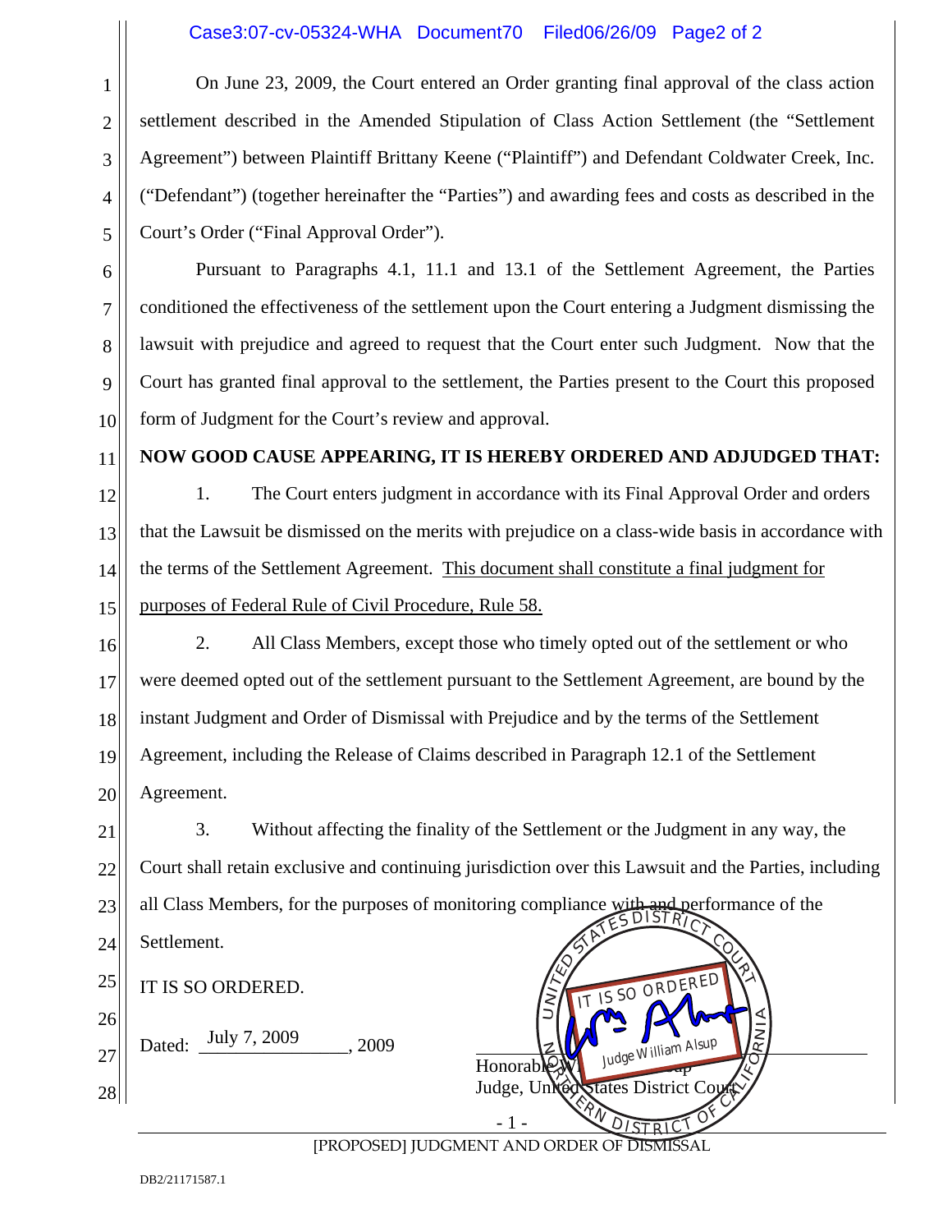On June 23, 2009, the Court entered an Order granting final approval of the class action settlement described in the Amended Stipulation of Class Action Settlement (the "Settlement Agreement") between Plaintiff Brittany Keene ("Plaintiff") and Defendant Coldwater Creek, Inc. ("Defendant") (together hereinafter the "Parties") and awarding fees and costs as described in the Court's Order ("Final Approval Order").

Pursuant to Paragraphs 4.1, 11.1 and 13.1 of the Settlement Agreement, the Parties conditioned the effectiveness of the settlement upon the Court entering a Judgment dismissing the lawsuit with prejudice and agreed to request that the Court enter such Judgment. Now that the Court has granted final approval to the settlement, the Parties present to the Court this proposed form of Judgment for the Court's review and approval.

**NOW GOOD CAUSE APPEARING, IT IS HEREBY ORDERED AND ADJUDGED THAT:**

1. The Court enters judgment in accordance with its Final Approval Order and orders that the Lawsuit be dismissed on the merits with prejudice on a class-wide basis in accordance with the terms of the Settlement Agreement. This document shall constitute a final judgment for purposes of Federal Rule of Civil Procedure, Rule 58.

2. All Class Members, except those who timely opted out of the settlement or who were deemed opted out of the settlement pursuant to the Settlement Agreement, are bound by the instant Judgment and Order of Dismissal with Prejudice and by the terms of the Settlement Agreement, including the Release of Claims described in Paragraph 12.1 of the Settlement Agreement.

3. Without affecting the finality of the Settlement or the Judgment in any way, the Court shall retain exclusive and continuing jurisdiction over this Lawsuit and the Parties, including all Class Members, for the purposes of monitoring compliance with and performance of the Settlement.

IT IS SO ORDERED.

Dated: July 7, 2009, 2009

UNITED STATES DISTRICT COURT — IT IS SO ORDERED — Judge William Alsup — NORTHERN DISTRICT OF CALIFORNIA

Honorable William Alsup
Judge, United States District Court

[PROPOSED] JUDGMENT AND ORDER OF DISMISSAL

DB2/21171587.1